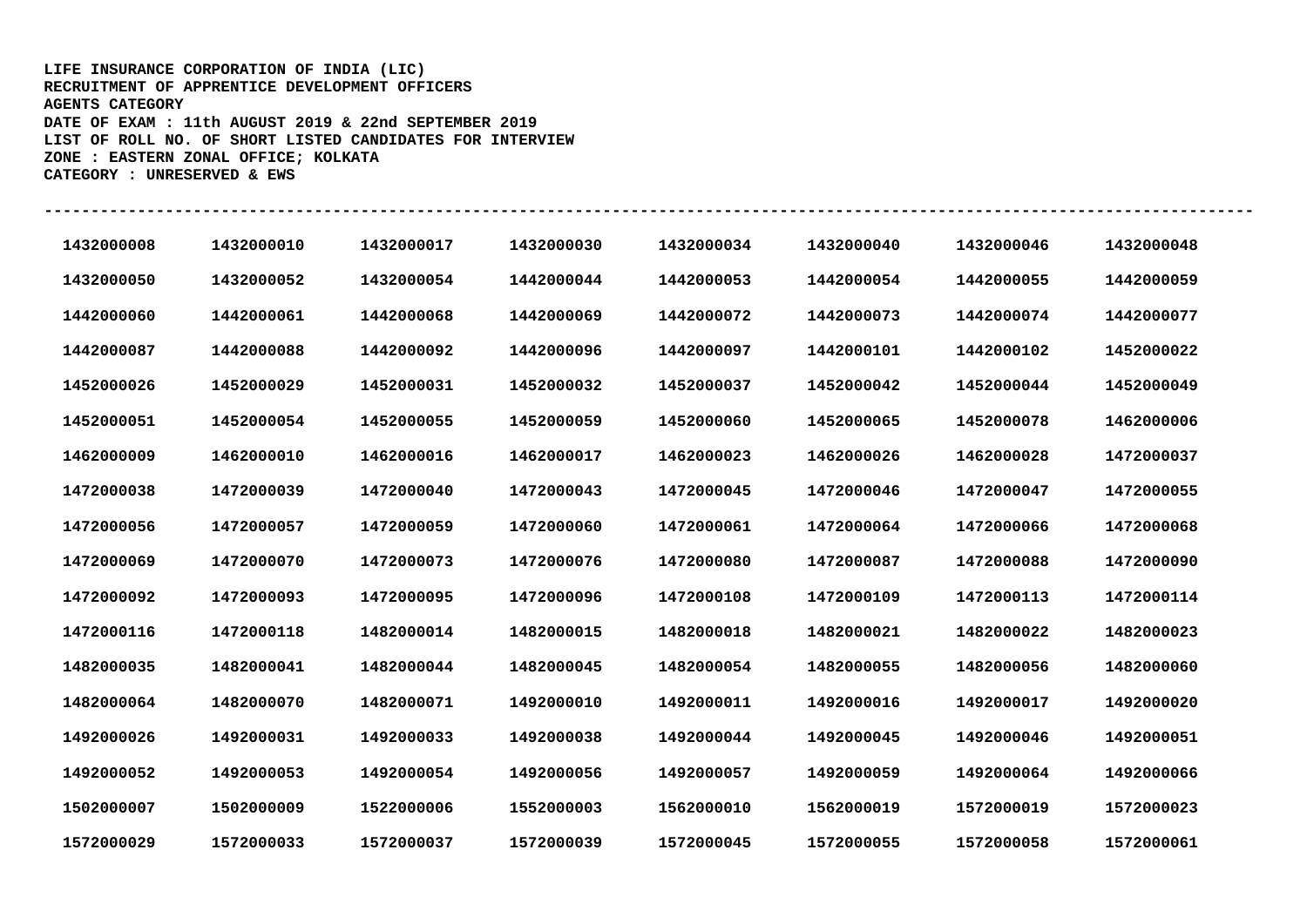**LIFE INSURANCE CORPORATION OF INDIA (LIC)**
**RECRUITMENT OF APPRENTICE DEVELOPMENT OFFICERS**
**AGENTS CATEGORY**
**DATE OF EXAM : 11th AUGUST 2019 & 22nd SEPTEMBER 2019**
**LIST OF ROLL NO. OF SHORT LISTED CANDIDATES FOR INTERVIEW**
**ZONE : EASTERN ZONAL OFFICE; KOLKATA**
**CATEGORY : UNRESERVED & EWS**

---

| | | | | | | | |
|---|---|---|---|---|---|---|---|
| 1432000008 | 1432000010 | 1432000017 | 1432000030 | 1432000034 | 1432000040 | 1432000046 | 1432000048 |
| 1432000050 | 1432000052 | 1432000054 | 1442000044 | 1442000053 | 1442000054 | 1442000055 | 1442000059 |
| 1442000060 | 1442000061 | 1442000068 | 1442000069 | 1442000072 | 1442000073 | 1442000074 | 1442000077 |
| 1442000087 | 1442000088 | 1442000092 | 1442000096 | 1442000097 | 1442000101 | 1442000102 | 1452000022 |
| 1452000026 | 1452000029 | 1452000031 | 1452000032 | 1452000037 | 1452000042 | 1452000044 | 1452000049 |
| 1452000051 | 1452000054 | 1452000055 | 1452000059 | 1452000060 | 1452000065 | 1452000078 | 1462000006 |
| 1462000009 | 1462000010 | 1462000016 | 1462000017 | 1462000023 | 1462000026 | 1462000028 | 1472000037 |
| 1472000038 | 1472000039 | 1472000040 | 1472000043 | 1472000045 | 1472000046 | 1472000047 | 1472000055 |
| 1472000056 | 1472000057 | 1472000059 | 1472000060 | 1472000061 | 1472000064 | 1472000066 | 1472000068 |
| 1472000069 | 1472000070 | 1472000073 | 1472000076 | 1472000080 | 1472000087 | 1472000088 | 1472000090 |
| 1472000092 | 1472000093 | 1472000095 | 1472000096 | 1472000108 | 1472000109 | 1472000113 | 1472000114 |
| 1472000116 | 1472000118 | 1482000014 | 1482000015 | 1482000018 | 1482000021 | 1482000022 | 1482000023 |
| 1482000035 | 1482000041 | 1482000044 | 1482000045 | 1482000054 | 1482000055 | 1482000056 | 1482000060 |
| 1482000064 | 1482000070 | 1482000071 | 1492000010 | 1492000011 | 1492000016 | 1492000017 | 1492000020 |
| 1492000026 | 1492000031 | 1492000033 | 1492000038 | 1492000044 | 1492000045 | 1492000046 | 1492000051 |
| 1492000052 | 1492000053 | 1492000054 | 1492000056 | 1492000057 | 1492000059 | 1492000064 | 1492000066 |
| 1502000007 | 1502000009 | 1522000006 | 1552000003 | 1562000010 | 1562000019 | 1572000019 | 1572000023 |
| 1572000029 | 1572000033 | 1572000037 | 1572000039 | 1572000045 | 1572000055 | 1572000058 | 1572000061 |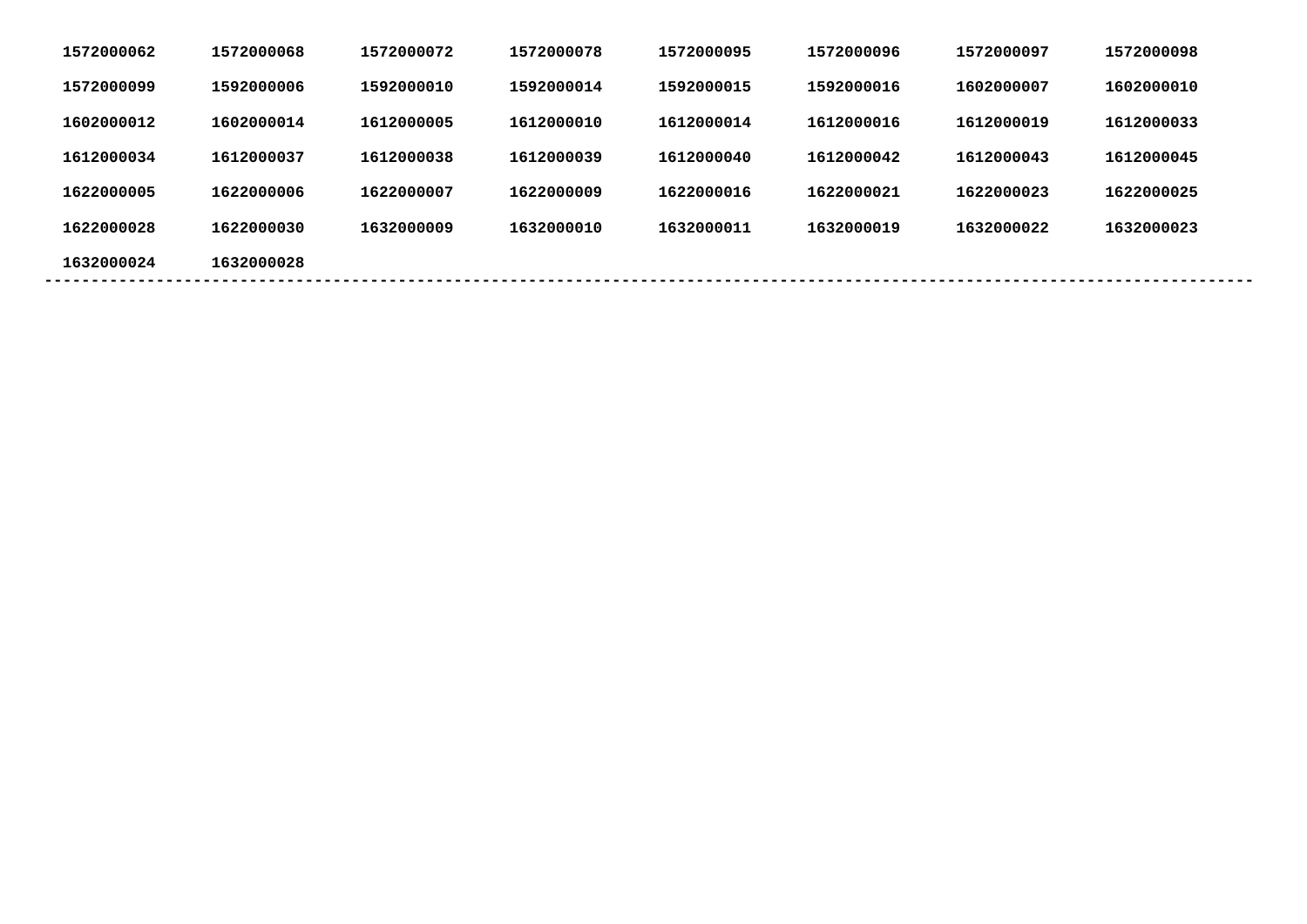**1572000062** **1572000068** **1572000072** **1572000078** **1572000095** **1572000096** **1572000097** **1572000098**

**1572000099** **1592000006** **1592000010** **1592000014** **1592000015** **1592000016** **1602000007** **1602000010**

**1602000012** **1602000014** **1612000005** **1612000010** **1612000014** **1612000016** **1612000019** **1612000033**

**1612000034** **1612000037** **1612000038** **1612000039** **1612000040** **1612000042** **1612000043** **1612000045**

**1622000005** **1622000006** **1622000007** **1622000009** **1622000016** **1622000021** **1622000023** **1622000025**

**1622000028** **1622000030** **1632000009** **1632000010** **1632000011** **1632000019** **1632000022** **1632000023**

**1632000024** **1632000028**

---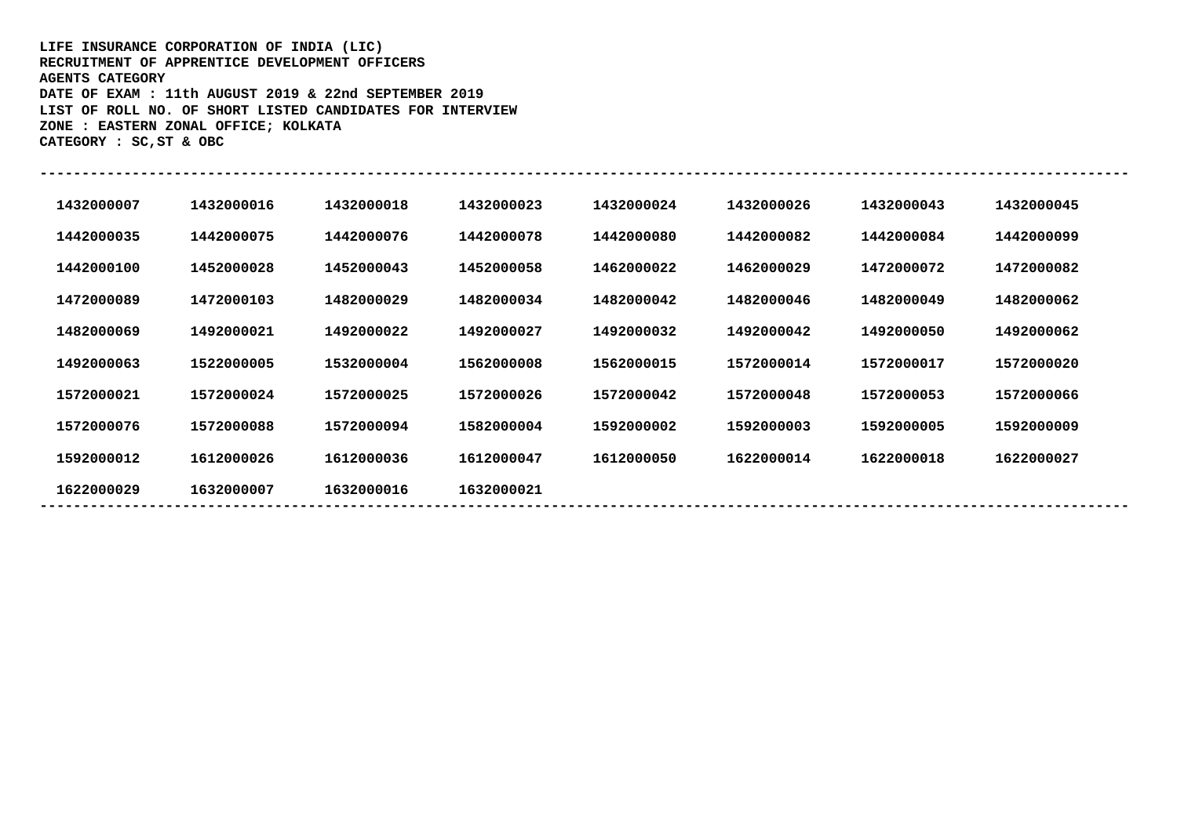**LIFE INSURANCE CORPORATION OF INDIA (LIC)**
**RECRUITMENT OF APPRENTICE DEVELOPMENT OFFICERS**
**AGENTS CATEGORY**
**DATE OF EXAM : 11th AUGUST 2019 & 22nd SEPTEMBER 2019**
**LIST OF ROLL NO. OF SHORT LISTED CANDIDATES FOR INTERVIEW**
**ZONE : EASTERN ZONAL OFFICE; KOLKATA**
**CATEGORY : SC,ST & OBC**

| | | | | | | | |
|---|---|---|---|---|---|---|---|
| 1432000007 | 1432000016 | 1432000018 | 1432000023 | 1432000024 | 1432000026 | 1432000043 | 1432000045 |
| 1442000035 | 1442000075 | 1442000076 | 1442000078 | 1442000080 | 1442000082 | 1442000084 | 1442000099 |
| 1442000100 | 1452000028 | 1452000043 | 1452000058 | 1462000022 | 1462000029 | 1472000072 | 1472000082 |
| 1472000089 | 1472000103 | 1482000029 | 1482000034 | 1482000042 | 1482000046 | 1482000049 | 1482000062 |
| 1482000069 | 1492000021 | 1492000022 | 1492000027 | 1492000032 | 1492000042 | 1492000050 | 1492000062 |
| 1492000063 | 1522000005 | 1532000004 | 1562000008 | 1562000015 | 1572000014 | 1572000017 | 1572000020 |
| 1572000021 | 1572000024 | 1572000025 | 1572000026 | 1572000042 | 1572000048 | 1572000053 | 1572000066 |
| 1572000076 | 1572000088 | 1572000094 | 1582000004 | 1592000002 | 1592000003 | 1592000005 | 1592000009 |
| 1592000012 | 1612000026 | 1612000036 | 1612000047 | 1612000050 | 1622000014 | 1622000018 | 1622000027 |
| 1622000029 | 1632000007 | 1632000016 | 1632000021 | | | | |